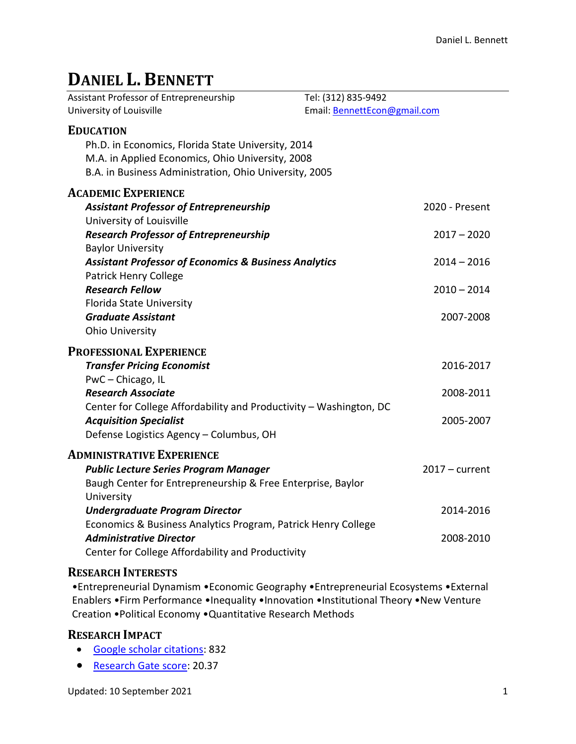# DANIEL L. BENNETT

Assistant Professor of Entrepreneurship
University of Louisville

Tel: (312) 835-9492
Email: [BennettEcon@gmail.com](mailto:BennettEcon@gmail.com)

## EDUCATION

Ph.D. in Economics, Florida State University, 2014
M.A. in Applied Economics, Ohio University, 2008
B.A. in Business Administration, Ohio University, 2005

## ACADEMIC EXPERIENCE

***Assistant Professor of Entrepreneurship*** — 2020 - Present
University of Louisville

***Research Professor of Entrepreneurship*** — 2017 – 2020
Baylor University

***Assistant Professor of Economics & Business Analytics*** — 2014 – 2016
Patrick Henry College

***Research Fellow*** — 2010 – 2014
Florida State University

***Graduate Assistant*** — 2007-2008
Ohio University

## PROFESSIONAL EXPERIENCE

***Transfer Pricing Economist*** — 2016-2017
PwC – Chicago, IL

***Research Associate*** — 2008-2011
Center for College Affordability and Productivity – Washington, DC

***Acquisition Specialist*** — 2005-2007
Defense Logistics Agency – Columbus, OH

## ADMINISTRATIVE EXPERIENCE

***Public Lecture Series Program Manager*** — 2017 – current
Baugh Center for Entrepreneurship & Free Enterprise, Baylor University

***Undergraduate Program Director*** — 2014-2016
Economics & Business Analytics Program, Patrick Henry College

***Administrative Director*** — 2008-2010
Center for College Affordability and Productivity

## RESEARCH INTERESTS

•Entrepreneurial Dynamism •Economic Geography •Entrepreneurial Ecosystems •External Enablers •Firm Performance •Inequality •Innovation •Institutional Theory •New Venture Creation •Political Economy •Quantitative Research Methods

## RESEARCH IMPACT

- Google scholar citations: 832
- Research Gate score: 20.37

Updated: 10 September 2021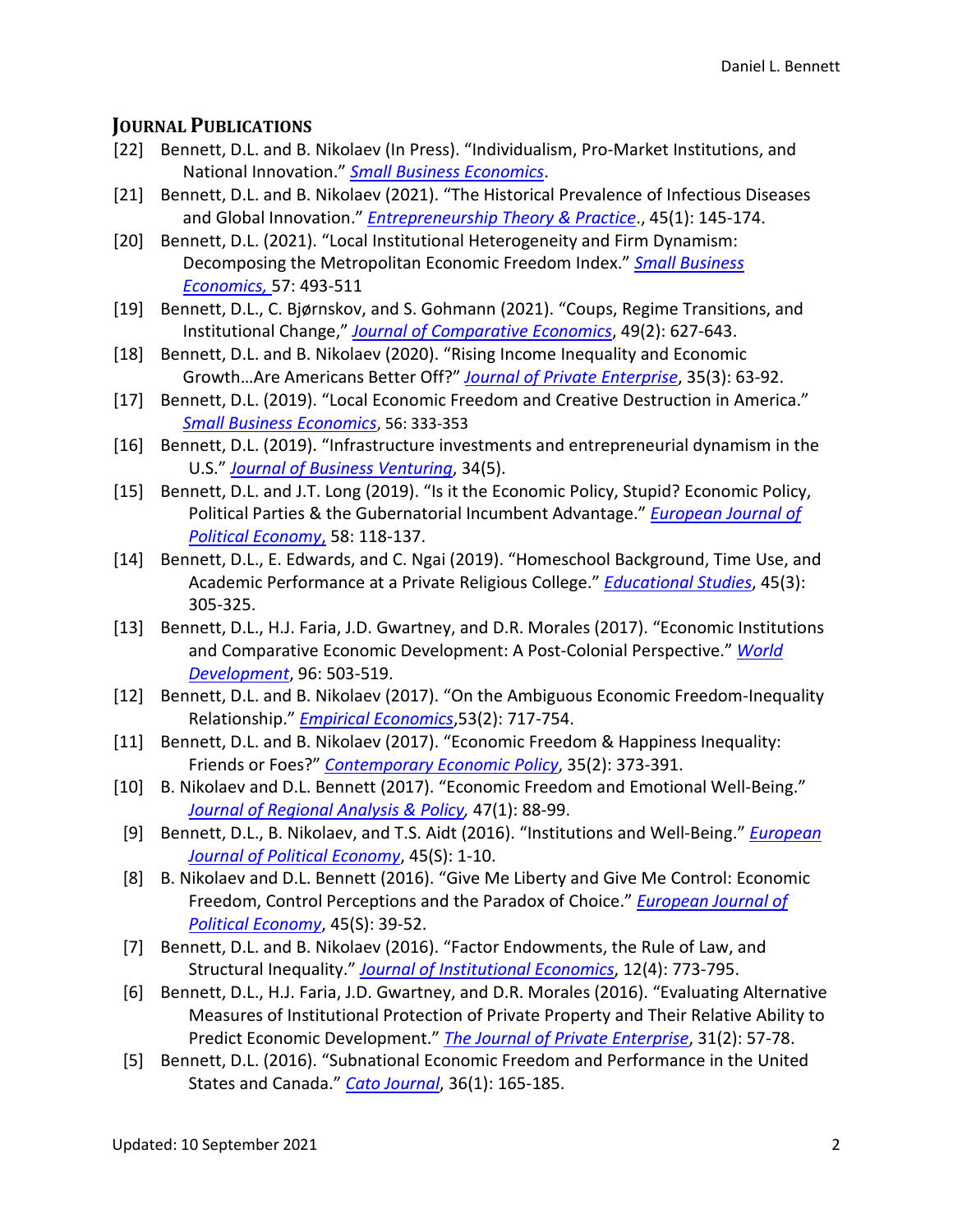## Journal Publications

[22] Bennett, D.L. and B. Nikolaev (In Press). "Individualism, Pro-Market Institutions, and National Innovation." *Small Business Economics*.

[21] Bennett, D.L. and B. Nikolaev (2021). "The Historical Prevalence of Infectious Diseases and Global Innovation." *Entrepreneurship Theory & Practice*., 45(1): 145-174.

[20] Bennett, D.L. (2021). "Local Institutional Heterogeneity and Firm Dynamism: Decomposing the Metropolitan Economic Freedom Index." *Small Business Economics,* 57: 493-511

[19] Bennett, D.L., C. Bjørnskov, and S. Gohmann (2021). "Coups, Regime Transitions, and Institutional Change," *Journal of Comparative Economics*, 49(2): 627-643.

[18] Bennett, D.L. and B. Nikolaev (2020). "Rising Income Inequality and Economic Growth…Are Americans Better Off?" *Journal of Private Enterprise*, 35(3): 63-92.

[17] Bennett, D.L. (2019). "Local Economic Freedom and Creative Destruction in America." *Small Business Economics*, 56: 333-353

[16] Bennett, D.L. (2019). "Infrastructure investments and entrepreneurial dynamism in the U.S." *Journal of Business Venturing*, 34(5).

[15] Bennett, D.L. and J.T. Long (2019). "Is it the Economic Policy, Stupid? Economic Policy, Political Parties & the Gubernatorial Incumbent Advantage." *European Journal of Political Economy,* 58: 118-137.

[14] Bennett, D.L., E. Edwards, and C. Ngai (2019). "Homeschool Background, Time Use, and Academic Performance at a Private Religious College." *Educational Studies*, 45(3): 305-325.

[13] Bennett, D.L., H.J. Faria, J.D. Gwartney, and D.R. Morales (2017). "Economic Institutions and Comparative Economic Development: A Post-Colonial Perspective." *World Development*, 96: 503-519.

[12] Bennett, D.L. and B. Nikolaev (2017). "On the Ambiguous Economic Freedom-Inequality Relationship." *Empirical Economics*,53(2): 717-754.

[11] Bennett, D.L. and B. Nikolaev (2017). "Economic Freedom & Happiness Inequality: Friends or Foes?" *Contemporary Economic Policy*, 35(2): 373-391.

[10] B. Nikolaev and D.L. Bennett (2017). "Economic Freedom and Emotional Well-Being." *Journal of Regional Analysis & Policy*, 47(1): 88-99.

[9] Bennett, D.L., B. Nikolaev, and T.S. Aidt (2016). "Institutions and Well-Being." *European Journal of Political Economy*, 45(S): 1-10.

[8] B. Nikolaev and D.L. Bennett (2016). "Give Me Liberty and Give Me Control: Economic Freedom, Control Perceptions and the Paradox of Choice." *European Journal of Political Economy*, 45(S): 39-52.

[7] Bennett, D.L. and B. Nikolaev (2016). "Factor Endowments, the Rule of Law, and Structural Inequality." *Journal of Institutional Economics*, 12(4): 773-795.

[6] Bennett, D.L., H.J. Faria, J.D. Gwartney, and D.R. Morales (2016). "Evaluating Alternative Measures of Institutional Protection of Private Property and Their Relative Ability to Predict Economic Development." *The Journal of Private Enterprise*, 31(2): 57-78.

[5] Bennett, D.L. (2016). "Subnational Economic Freedom and Performance in the United States and Canada." *Cato Journal*, 36(1): 165-185.

Updated: 10 September 2021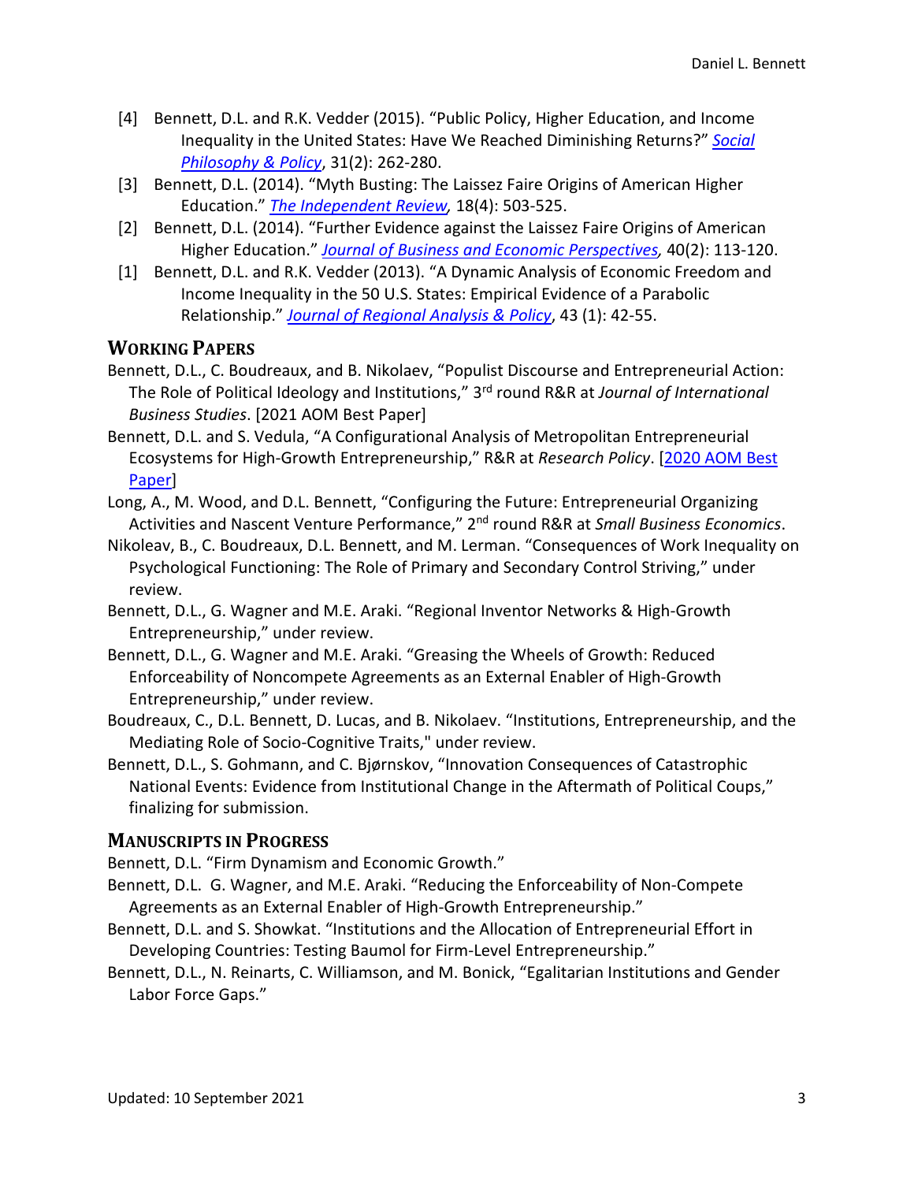[4] Bennett, D.L. and R.K. Vedder (2015). "Public Policy, Higher Education, and Income Inequality in the United States: Have We Reached Diminishing Returns?" *Social Philosophy & Policy*, 31(2): 262-280.

[3] Bennett, D.L. (2014). "Myth Busting: The Laissez Faire Origins of American Higher Education." *The Independent Review,* 18(4): 503-525.

[2] Bennett, D.L. (2014). "Further Evidence against the Laissez Faire Origins of American Higher Education." *Journal of Business and Economic Perspectives,* 40(2): 113-120.

[1] Bennett, D.L. and R.K. Vedder (2013). "A Dynamic Analysis of Economic Freedom and Income Inequality in the 50 U.S. States: Empirical Evidence of a Parabolic Relationship." *Journal of Regional Analysis & Policy*, 43 (1): 42-55.

## Working Papers

Bennett, D.L., C. Boudreaux, and B. Nikolaev, "Populist Discourse and Entrepreneurial Action: The Role of Political Ideology and Institutions," 3rd round R&R at *Journal of International Business Studies*. [2021 AOM Best Paper]

Bennett, D.L. and S. Vedula, "A Configurational Analysis of Metropolitan Entrepreneurial Ecosystems for High-Growth Entrepreneurship," R&R at *Research Policy*. [2020 AOM Best Paper]

Long, A., M. Wood, and D.L. Bennett, "Configuring the Future: Entrepreneurial Organizing Activities and Nascent Venture Performance," 2nd round R&R at *Small Business Economics*.

Nikoleav, B., C. Boudreaux, D.L. Bennett, and M. Lerman. "Consequences of Work Inequality on Psychological Functioning: The Role of Primary and Secondary Control Striving," under review.

Bennett, D.L., G. Wagner and M.E. Araki. "Regional Inventor Networks & High-Growth Entrepreneurship," under review.

Bennett, D.L., G. Wagner and M.E. Araki. "Greasing the Wheels of Growth: Reduced Enforceability of Noncompete Agreements as an External Enabler of High-Growth Entrepreneurship," under review.

Boudreaux, C., D.L. Bennett, D. Lucas, and B. Nikolaev. "Institutions, Entrepreneurship, and the Mediating Role of Socio-Cognitive Traits," under review.

Bennett, D.L., S. Gohmann, and C. Bjørnskov, "Innovation Consequences of Catastrophic National Events: Evidence from Institutional Change in the Aftermath of Political Coups," finalizing for submission.

## Manuscripts in Progress

Bennett, D.L. "Firm Dynamism and Economic Growth."

Bennett, D.L. G. Wagner, and M.E. Araki. "Reducing the Enforceability of Non-Compete Agreements as an External Enabler of High-Growth Entrepreneurship."

Bennett, D.L. and S. Showkat. "Institutions and the Allocation of Entrepreneurial Effort in Developing Countries: Testing Baumol for Firm-Level Entrepreneurship."

Bennett, D.L., N. Reinarts, C. Williamson, and M. Bonick, "Egalitarian Institutions and Gender Labor Force Gaps."

Updated: 10 September 2021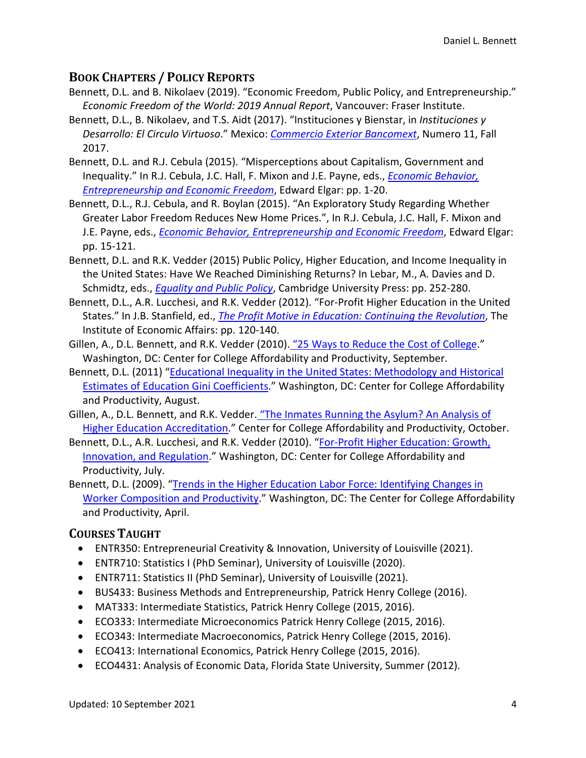## BOOK CHAPTERS / POLICY REPORTS

Bennett, D.L. and B. Nikolaev (2019). "Economic Freedom, Public Policy, and Entrepreneurship." *Economic Freedom of the World: 2019 Annual Report*, Vancouver: Fraser Institute.

Bennett, D.L., B. Nikolaev, and T.S. Aidt (2017). "Instituciones y Bienstar, in *Instituciones y Desarrollo: El Circulo Virtuoso*." Mexico: *Commercio Exterior Bancomext*, Numero 11, Fall 2017.

Bennett, D.L. and R.J. Cebula (2015). "Misperceptions about Capitalism, Government and Inequality." In R.J. Cebula, J.C. Hall, F. Mixon and J.E. Payne, eds., *Economic Behavior, Entrepreneurship and Economic Freedom*, Edward Elgar: pp. 1-20.

Bennett, D.L., R.J. Cebula, and R. Boylan (2015). "An Exploratory Study Regarding Whether Greater Labor Freedom Reduces New Home Prices.", In R.J. Cebula, J.C. Hall, F. Mixon and J.E. Payne, eds., *Economic Behavior, Entrepreneurship and Economic Freedom*, Edward Elgar: pp. 15-121.

Bennett, D.L. and R.K. Vedder (2015) Public Policy, Higher Education, and Income Inequality in the United States: Have We Reached Diminishing Returns? In Lebar, M., A. Davies and D. Schmidtz, eds., *Equality and Public Policy*, Cambridge University Press: pp. 252-280.

Bennett, D.L., A.R. Lucchesi, and R.K. Vedder (2012). "For-Profit Higher Education in the United States." In J.B. Stanfield, ed., *The Profit Motive in Education: Continuing the Revolution*, The Institute of Economic Affairs: pp. 120-140.

Gillen, A., D.L. Bennett, and R.K. Vedder (2010). "25 Ways to Reduce the Cost of College." Washington, DC: Center for College Affordability and Productivity, September.

Bennett, D.L. (2011) "Educational Inequality in the United States: Methodology and Historical Estimates of Education Gini Coefficients." Washington, DC: Center for College Affordability and Productivity, August.

Gillen, A., D.L. Bennett, and R.K. Vedder. "The Inmates Running the Asylum? An Analysis of Higher Education Accreditation." Center for College Affordability and Productivity, October.

Bennett, D.L., A.R. Lucchesi, and R.K. Vedder (2010). "For-Profit Higher Education: Growth, Innovation, and Regulation." Washington, DC: Center for College Affordability and Productivity, July.

Bennett, D.L. (2009). "Trends in the Higher Education Labor Force: Identifying Changes in Worker Composition and Productivity." Washington, DC: The Center for College Affordability and Productivity, April.

## COURSES TAUGHT

- ENTR350: Entrepreneurial Creativity & Innovation, University of Louisville (2021).
- ENTR710: Statistics I (PhD Seminar), University of Louisville (2020).
- ENTR711: Statistics II (PhD Seminar), University of Louisville (2021).
- BUS433: Business Methods and Entrepreneurship, Patrick Henry College (2016).
- MAT333: Intermediate Statistics, Patrick Henry College (2015, 2016).
- ECO333: Intermediate Microeconomics Patrick Henry College (2015, 2016).
- ECO343: Intermediate Macroeconomics, Patrick Henry College (2015, 2016).
- ECO413: International Economics, Patrick Henry College (2015, 2016).
- ECO4431: Analysis of Economic Data, Florida State University, Summer (2012).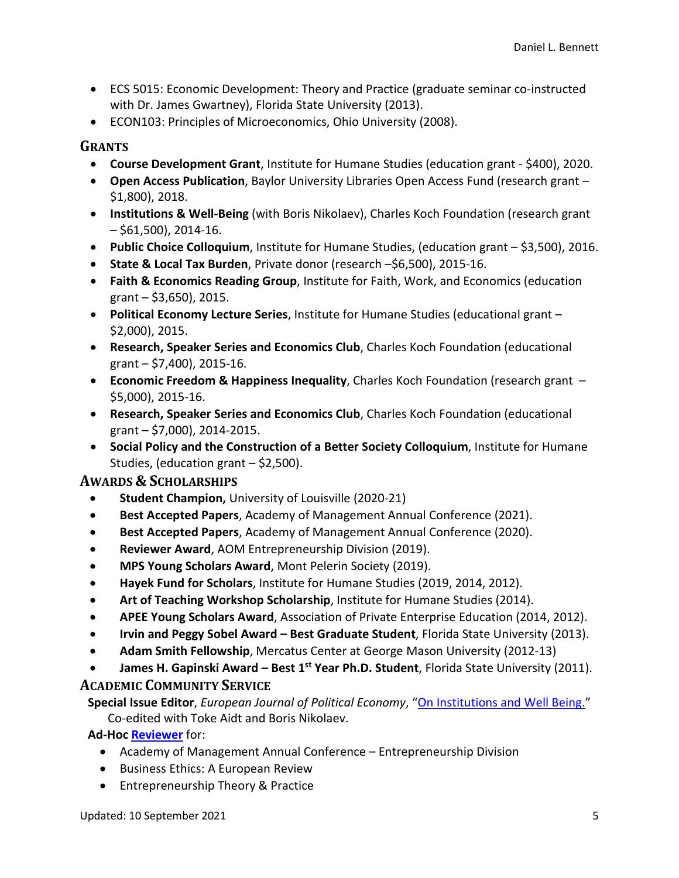- ECS 5015: Economic Development: Theory and Practice (graduate seminar co-instructed with Dr. James Gwartney), Florida State University (2013).
- ECON103: Principles of Microeconomics, Ohio University (2008).

## Grants

- **Course Development Grant**, Institute for Humane Studies (education grant - $400), 2020.
- **Open Access Publication**, Baylor University Libraries Open Access Fund (research grant – $1,800), 2018.
- **Institutions & Well-Being** (with Boris Nikolaev), Charles Koch Foundation (research grant – $61,500), 2014-16.
- **Public Choice Colloquium**, Institute for Humane Studies, (education grant – $3,500), 2016.
- **State & Local Tax Burden**, Private donor (research –$6,500), 2015-16.
- **Faith & Economics Reading Group**, Institute for Faith, Work, and Economics (education grant – $3,650), 2015.
- **Political Economy Lecture Series**, Institute for Humane Studies (educational grant – $2,000), 2015.
- **Research, Speaker Series and Economics Club**, Charles Koch Foundation (educational grant – $7,400), 2015-16.
- **Economic Freedom & Happiness Inequality**, Charles Koch Foundation (research grant – $5,000), 2015-16.
- **Research, Speaker Series and Economics Club**, Charles Koch Foundation (educational grant – $7,000), 2014-2015.
- **Social Policy and the Construction of a Better Society Colloquium**, Institute for Humane Studies, (education grant – $2,500).

## Awards & Scholarships

- **Student Champion,** University of Louisville (2020-21)
- **Best Accepted Papers**, Academy of Management Annual Conference (2021).
- **Best Accepted Papers**, Academy of Management Annual Conference (2020).
- **Reviewer Award**, AOM Entrepreneurship Division (2019).
- **MPS Young Scholars Award**, Mont Pelerin Society (2019).
- **Hayek Fund for Scholars**, Institute for Humane Studies (2019, 2014, 2012).
- **Art of Teaching Workshop Scholarship**, Institute for Humane Studies (2014).
- **APEE Young Scholars Award**, Association of Private Enterprise Education (2014, 2012).
- **Irvin and Peggy Sobel Award – Best Graduate Student**, Florida State University (2013).
- **Adam Smith Fellowship**, Mercatus Center at George Mason University (2012-13)
- **James H. Gapinski Award – Best 1st Year Ph.D. Student**, Florida State University (2011).

## Academic Community Service

**Special Issue Editor**, *European Journal of Political Economy*, "On Institutions and Well Being." Co-edited with Toke Aidt and Boris Nikolaev.

**Ad-Hoc Reviewer** for:

- Academy of Management Annual Conference – Entrepreneurship Division
- Business Ethics: A European Review
- Entrepreneurship Theory & Practice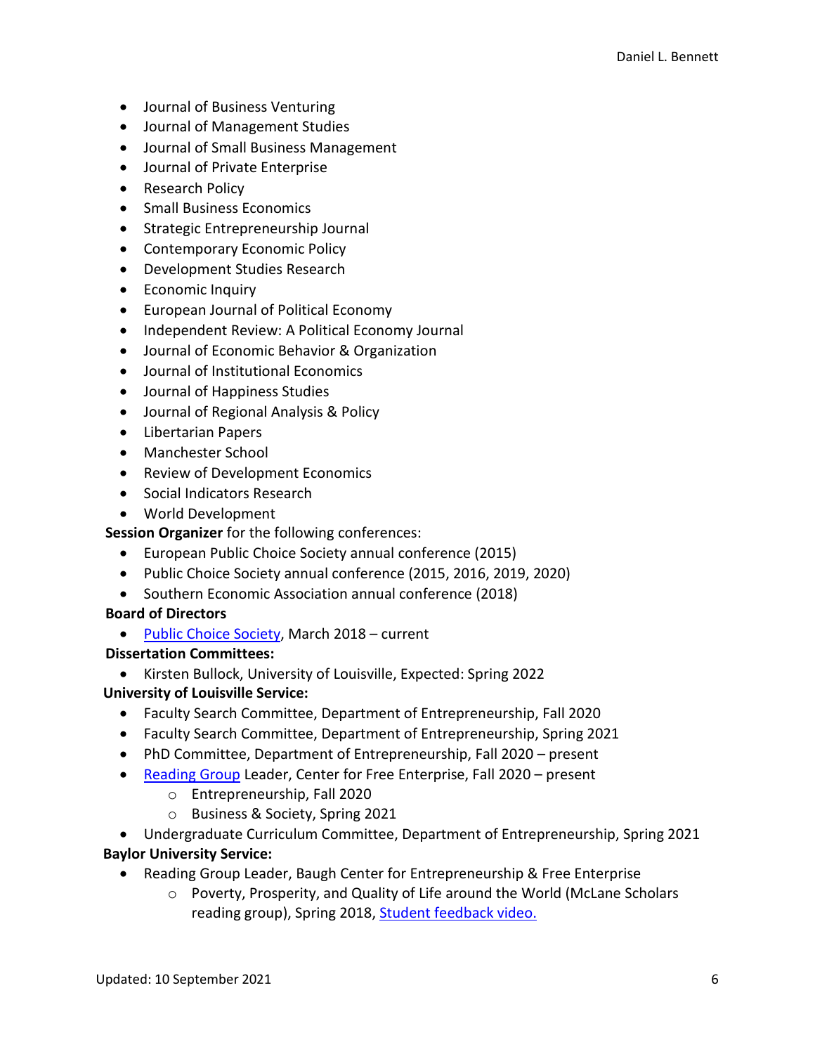- Journal of Business Venturing
- Journal of Management Studies
- Journal of Small Business Management
- Journal of Private Enterprise
- Research Policy
- Small Business Economics
- Strategic Entrepreneurship Journal
- Contemporary Economic Policy
- Development Studies Research
- Economic Inquiry
- European Journal of Political Economy
- Independent Review: A Political Economy Journal
- Journal of Economic Behavior & Organization
- Journal of Institutional Economics
- Journal of Happiness Studies
- Journal of Regional Analysis & Policy
- Libertarian Papers
- Manchester School
- Review of Development Economics
- Social Indicators Research
- World Development

**Session Organizer** for the following conferences:

- European Public Choice Society annual conference (2015)
- Public Choice Society annual conference (2015, 2016, 2019, 2020)
- Southern Economic Association annual conference (2018)

**Board of Directors**

- Public Choice Society, March 2018 – current

**Dissertation Committees:**

- Kirsten Bullock, University of Louisville, Expected: Spring 2022

**University of Louisville Service:**

- Faculty Search Committee, Department of Entrepreneurship, Fall 2020
- Faculty Search Committee, Department of Entrepreneurship, Spring 2021
- PhD Committee, Department of Entrepreneurship, Fall 2020 – present
- Reading Group Leader, Center for Free Enterprise, Fall 2020 – present
  - Entrepreneurship, Fall 2020
  - Business & Society, Spring 2021
- Undergraduate Curriculum Committee, Department of Entrepreneurship, Spring 2021

**Baylor University Service:**

- Reading Group Leader, Baugh Center for Entrepreneurship & Free Enterprise
  - Poverty, Prosperity, and Quality of Life around the World (McLane Scholars reading group), Spring 2018, Student feedback video.

Updated: 10 September 2021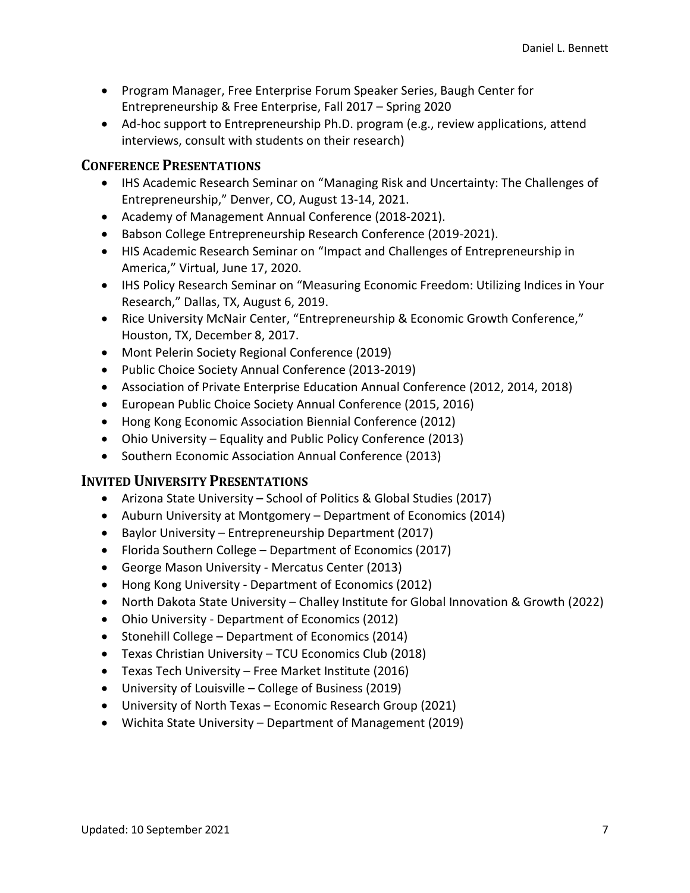- Program Manager, Free Enterprise Forum Speaker Series, Baugh Center for Entrepreneurship & Free Enterprise, Fall 2017 – Spring 2020
- Ad-hoc support to Entrepreneurship Ph.D. program (e.g., review applications, attend interviews, consult with students on their research)

## CONFERENCE PRESENTATIONS

- IHS Academic Research Seminar on "Managing Risk and Uncertainty: The Challenges of Entrepreneurship," Denver, CO, August 13-14, 2021.
- Academy of Management Annual Conference (2018-2021).
- Babson College Entrepreneurship Research Conference (2019-2021).
- HIS Academic Research Seminar on "Impact and Challenges of Entrepreneurship in America," Virtual, June 17, 2020.
- IHS Policy Research Seminar on "Measuring Economic Freedom: Utilizing Indices in Your Research," Dallas, TX, August 6, 2019.
- Rice University McNair Center, "Entrepreneurship & Economic Growth Conference," Houston, TX, December 8, 2017.
- Mont Pelerin Society Regional Conference (2019)
- Public Choice Society Annual Conference (2013-2019)
- Association of Private Enterprise Education Annual Conference (2012, 2014, 2018)
- European Public Choice Society Annual Conference (2015, 2016)
- Hong Kong Economic Association Biennial Conference (2012)
- Ohio University – Equality and Public Policy Conference (2013)
- Southern Economic Association Annual Conference (2013)

## INVITED UNIVERSITY PRESENTATIONS

- Arizona State University – School of Politics & Global Studies (2017)
- Auburn University at Montgomery – Department of Economics (2014)
- Baylor University – Entrepreneurship Department (2017)
- Florida Southern College – Department of Economics (2017)
- George Mason University - Mercatus Center (2013)
- Hong Kong University - Department of Economics (2012)
- North Dakota State University – Challey Institute for Global Innovation & Growth (2022)
- Ohio University - Department of Economics (2012)
- Stonehill College – Department of Economics (2014)
- Texas Christian University – TCU Economics Club (2018)
- Texas Tech University – Free Market Institute (2016)
- University of Louisville – College of Business (2019)
- University of North Texas – Economic Research Group (2021)
- Wichita State University – Department of Management (2019)